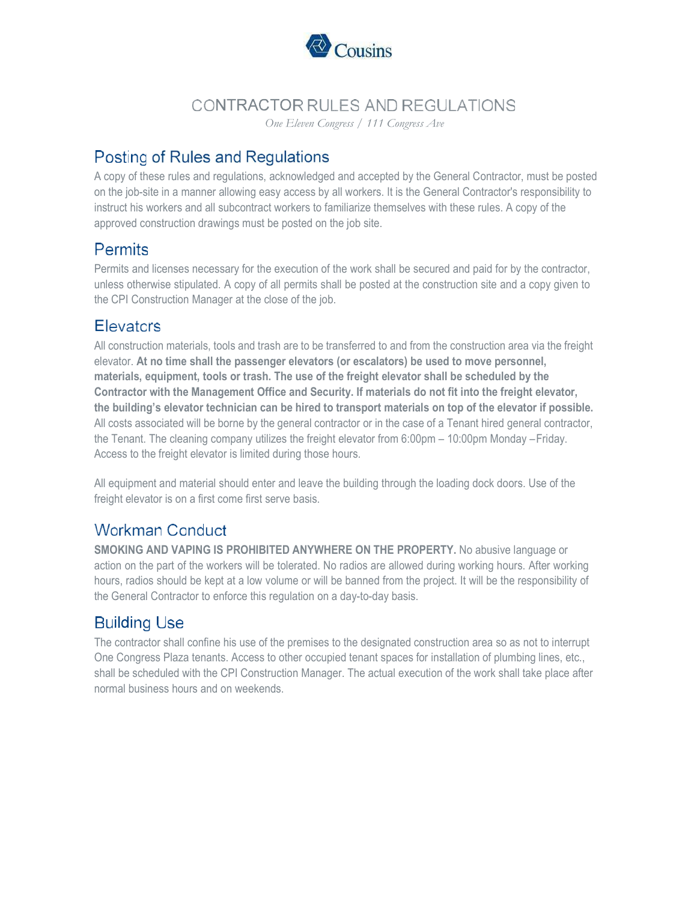Cousins

# CONTRACTOR RULES AND REGULATIONS

*One Eleven Congress / 111 Congress Ave*

## Posting of Rules and Regulations

A copy of these rules and regulations, acknowledged and accepted by the General Contractor, must be posted on the job-site in a manner allowing easy access by all workers. It is the General Contractor's responsibility to instruct his workers and all subcontract workers to familiarize themselves with these rules. A copy of the approved construction drawings must be posted on the job site.

## Permits

Permits and licenses necessary for the execution of the work shall be secured and paid for by the contractor, unless otherwise stipulated. A copy of all permits shall be posted at the construction site and a copy given to the CPI Construction Manager at the close of the job.

## Elevators

All construction materials, tools and trash are to be transferred to and from the construction area via the freight elevator. **At no time shall the passenger elevators (or escalators) be used to move personnel, materials, equipment, tools or trash. The use of the freight elevator shall be scheduled by the Contractor with the Management Office and Security. If materials do not fit into the freight elevator, the building's elevator technician can be hired to transport materials on top of the elevator if possible.** All costs associated will be borne by the general contractor or in the case of a Tenant hired general contractor, the Tenant. The cleaning company utilizes the freight elevator from 6:00pm – 10:00pm Monday –Friday. Access to the freight elevator is limited during those hours.

All equipment and material should enter and leave the building through the loading dock doors. Use of the freight elevator is on a first come first serve basis.

## Workman Conduct

**SMOKING AND VAPING IS PROHIBITED ANYWHERE ON THE PROPERTY.** No abusive language or action on the part of the workers will be tolerated. No radios are allowed during working hours. After working hours, radios should be kept at a low volume or will be banned from the project. It will be the responsibility of the General Contractor to enforce this regulation on a day-to-day basis.

## Building Use

The contractor shall confine his use of the premises to the designated construction area so as not to interrupt One Congress Plaza tenants. Access to other occupied tenant spaces for installation of plumbing lines, etc., shall be scheduled with the CPI Construction Manager. The actual execution of the work shall take place after normal business hours and on weekends.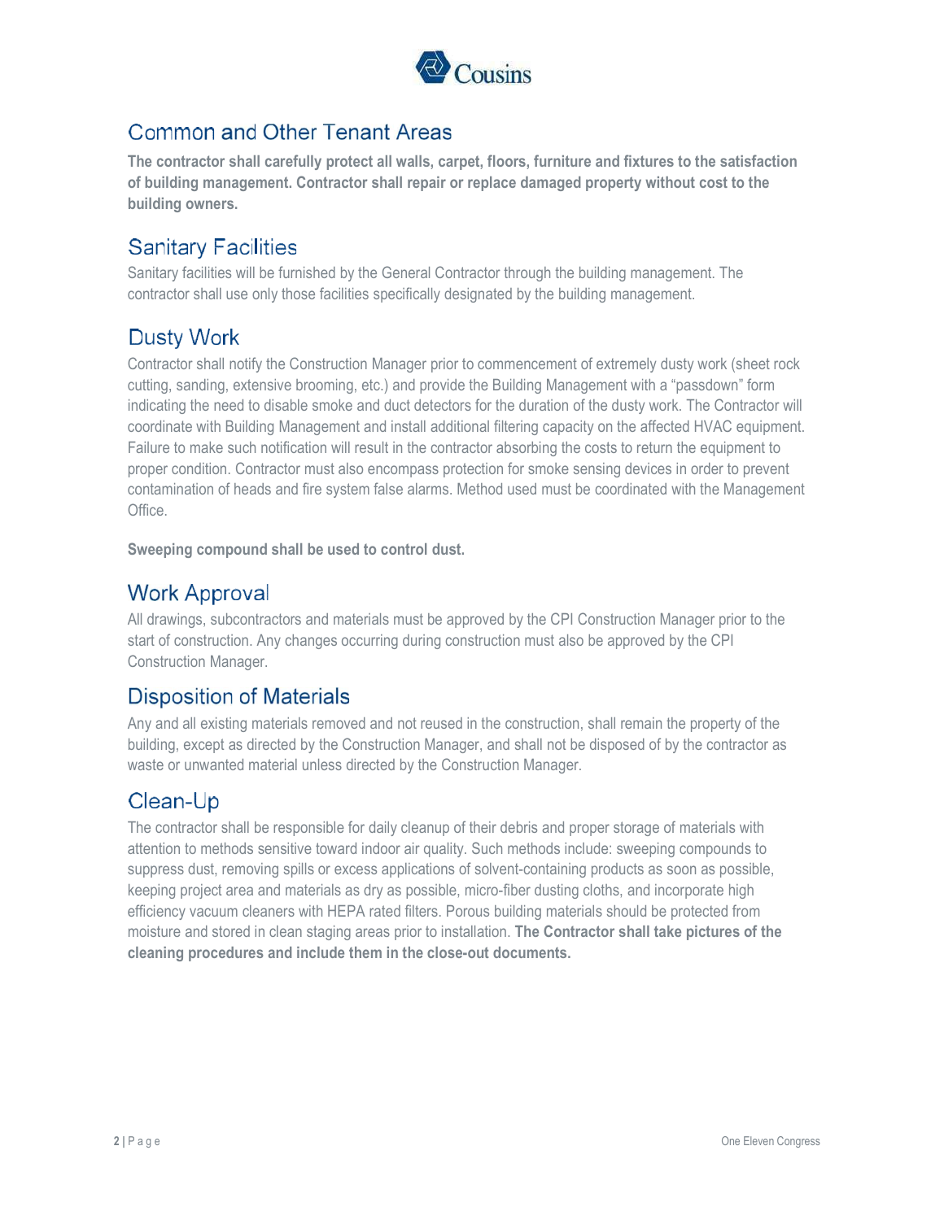## Common and Other Tenant Areas

**The contractor shall carefully protect all walls, carpet, floors, furniture and fixtures to the satisfaction of building management. Contractor shall repair or replace damaged property without cost to the building owners.**

## Sanitary Facilities

Sanitary facilities will be furnished by the General Contractor through the building management. The contractor shall use only those facilities specifically designated by the building management.

## Dusty Work

Contractor shall notify the Construction Manager prior to commencement of extremely dusty work (sheet rock cutting, sanding, extensive brooming, etc.) and provide the Building Management with a "passdown" form indicating the need to disable smoke and duct detectors for the duration of the dusty work. The Contractor will coordinate with Building Management and install additional filtering capacity on the affected HVAC equipment. Failure to make such notification will result in the contractor absorbing the costs to return the equipment to proper condition. Contractor must also encompass protection for smoke sensing devices in order to prevent contamination of heads and fire system false alarms. Method used must be coordinated with the Management Office.

**Sweeping compound shall be used to control dust.**

## Work Approval

All drawings, subcontractors and materials must be approved by the CPI Construction Manager prior to the start of construction. Any changes occurring during construction must also be approved by the CPI Construction Manager.

## Disposition of Materials

Any and all existing materials removed and not reused in the construction, shall remain the property of the building, except as directed by the Construction Manager, and shall not be disposed of by the contractor as waste or unwanted material unless directed by the Construction Manager.

## Clean-Up

The contractor shall be responsible for daily cleanup of their debris and proper storage of materials with attention to methods sensitive toward indoor air quality. Such methods include: sweeping compounds to suppress dust, removing spills or excess applications of solvent-containing products as soon as possible, keeping project area and materials as dry as possible, micro-fiber dusting cloths, and incorporate high efficiency vacuum cleaners with HEPA rated filters. Porous building materials should be protected from moisture and stored in clean staging areas prior to installation. **The Contractor shall take pictures of the cleaning procedures and include them in the close-out documents.**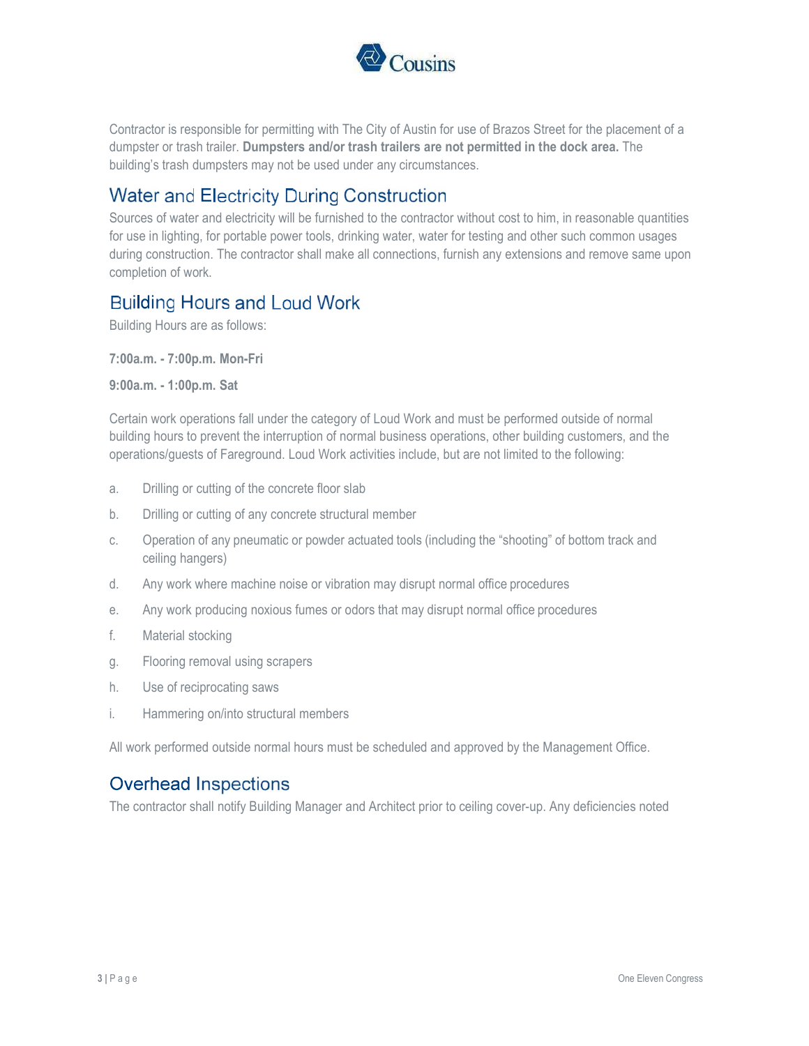Contractor is responsible for permitting with The City of Austin for use of Brazos Street for the placement of a dumpster or trash trailer. **Dumpsters and/or trash trailers are not permitted in the dock area.** The building's trash dumpsters may not be used under any circumstances.

## Water and Electricity During Construction

Sources of water and electricity will be furnished to the contractor without cost to him, in reasonable quantities for use in lighting, for portable power tools, drinking water, water for testing and other such common usages during construction. The contractor shall make all connections, furnish any extensions and remove same upon completion of work.

## Building Hours and Loud Work

Building Hours are as follows:

**7:00a.m. - 7:00p.m. Mon-Fri**

**9:00a.m. - 1:00p.m. Sat**

Certain work operations fall under the category of Loud Work and must be performed outside of normal building hours to prevent the interruption of normal business operations, other building customers, and the operations/guests of Fareground. Loud Work activities include, but are not limited to the following:

a. Drilling or cutting of the concrete floor slab

b. Drilling or cutting of any concrete structural member

c. Operation of any pneumatic or powder actuated tools (including the "shooting" of bottom track and ceiling hangers)

d. Any work where machine noise or vibration may disrupt normal office procedures

e. Any work producing noxious fumes or odors that may disrupt normal office procedures

f. Material stocking

g. Flooring removal using scrapers

h. Use of reciprocating saws

i. Hammering on/into structural members

All work performed outside normal hours must be scheduled and approved by the Management Office.

## Overhead Inspections

The contractor shall notify Building Manager and Architect prior to ceiling cover-up. Any deficiencies noted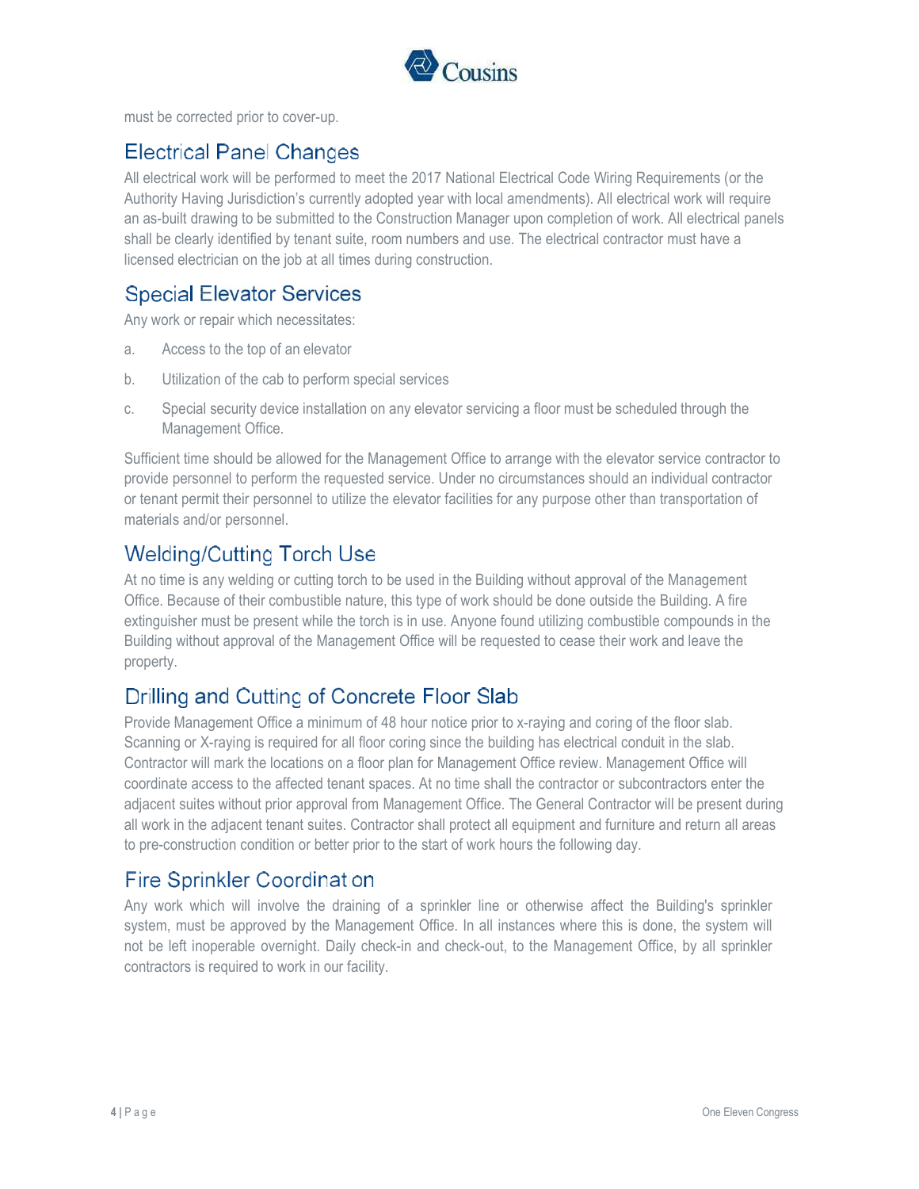must be corrected prior to cover-up.

## Electrical Panel Changes

All electrical work will be performed to meet the 2017 National Electrical Code Wiring Requirements (or the Authority Having Jurisdiction's currently adopted year with local amendments). All electrical work will require an as-built drawing to be submitted to the Construction Manager upon completion of work. All electrical panels shall be clearly identified by tenant suite, room numbers and use. The electrical contractor must have a licensed electrician on the job at all times during construction.

## Special Elevator Services

Any work or repair which necessitates:

a. Access to the top of an elevator

b. Utilization of the cab to perform special services

c. Special security device installation on any elevator servicing a floor must be scheduled through the Management Office.

Sufficient time should be allowed for the Management Office to arrange with the elevator service contractor to provide personnel to perform the requested service. Under no circumstances should an individual contractor or tenant permit their personnel to utilize the elevator facilities for any purpose other than transportation of materials and/or personnel.

## Welding/Cutting Torch Use

At no time is any welding or cutting torch to be used in the Building without approval of the Management Office. Because of their combustible nature, this type of work should be done outside the Building. A fire extinguisher must be present while the torch is in use. Anyone found utilizing combustible compounds in the Building without approval of the Management Office will be requested to cease their work and leave the property.

## Drilling and Cutting of Concrete Floor Slab

Provide Management Office a minimum of 48 hour notice prior to x-raying and coring of the floor slab. Scanning or X-raying is required for all floor coring since the building has electrical conduit in the slab. Contractor will mark the locations on a floor plan for Management Office review. Management Office will coordinate access to the affected tenant spaces. At no time shall the contractor or subcontractors enter the adjacent suites without prior approval from Management Office. The General Contractor will be present during all work in the adjacent tenant suites. Contractor shall protect all equipment and furniture and return all areas to pre-construction condition or better prior to the start of work hours the following day.

## Fire Sprinkler Coordination

Any work which will involve the draining of a sprinkler line or otherwise affect the Building's sprinkler system, must be approved by the Management Office. In all instances where this is done, the system will not be left inoperable overnight. Daily check-in and check-out, to the Management Office, by all sprinkler contractors is required to work in our facility.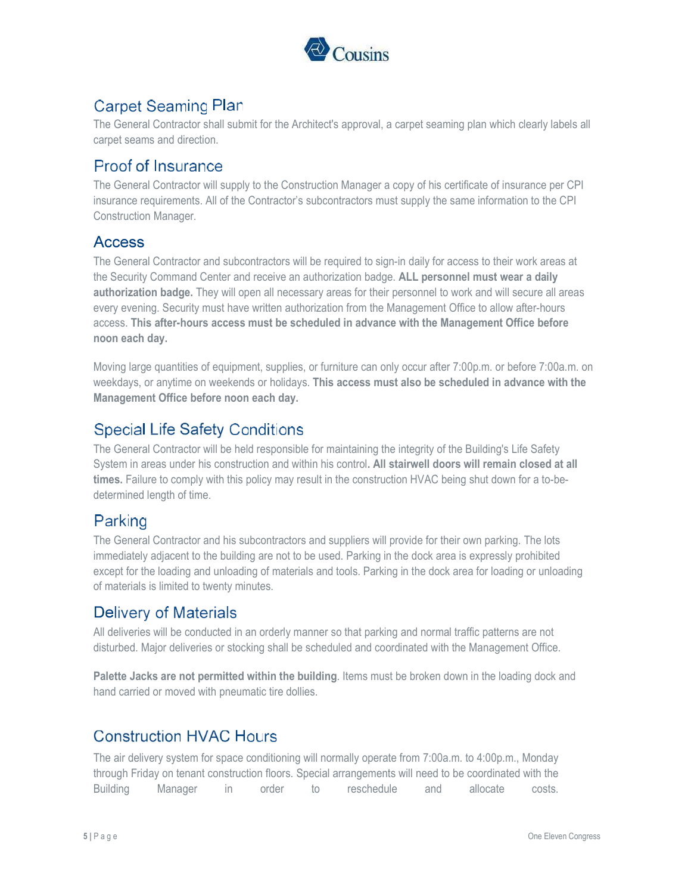## Carpet Seaming Plan

The General Contractor shall submit for the Architect's approval, a carpet seaming plan which clearly labels all carpet seams and direction.

## Proof of Insurance

The General Contractor will supply to the Construction Manager a copy of his certificate of insurance per CPI insurance requirements. All of the Contractor's subcontractors must supply the same information to the CPI Construction Manager.

## Access

The General Contractor and subcontractors will be required to sign-in daily for access to their work areas at the Security Command Center and receive an authorization badge. **ALL personnel must wear a daily authorization badge.** They will open all necessary areas for their personnel to work and will secure all areas every evening. Security must have written authorization from the Management Office to allow after-hours access. **This after-hours access must be scheduled in advance with the Management Office before noon each day.**

Moving large quantities of equipment, supplies, or furniture can only occur after 7:00p.m. or before 7:00a.m. on weekdays, or anytime on weekends or holidays. **This access must also be scheduled in advance with the Management Office before noon each day.**

## Special Life Safety Conditions

The General Contractor will be held responsible for maintaining the integrity of the Building's Life Safety System in areas under his construction and within his control**. All stairwell doors will remain closed at all times.** Failure to comply with this policy may result in the construction HVAC being shut down for a to-be-determined length of time.

## Parking

The General Contractor and his subcontractors and suppliers will provide for their own parking. The lots immediately adjacent to the building are not to be used. Parking in the dock area is expressly prohibited except for the loading and unloading of materials and tools. Parking in the dock area for loading or unloading of materials is limited to twenty minutes.

## Delivery of Materials

All deliveries will be conducted in an orderly manner so that parking and normal traffic patterns are not disturbed. Major deliveries or stocking shall be scheduled and coordinated with the Management Office.

**Palette Jacks are not permitted within the building**. Items must be broken down in the loading dock and hand carried or moved with pneumatic tire dollies.

## Construction HVAC Hours

The air delivery system for space conditioning will normally operate from 7:00a.m. to 4:00p.m., Monday through Friday on tenant construction floors. Special arrangements will need to be coordinated with the Building Manager in order to reschedule and allocate costs.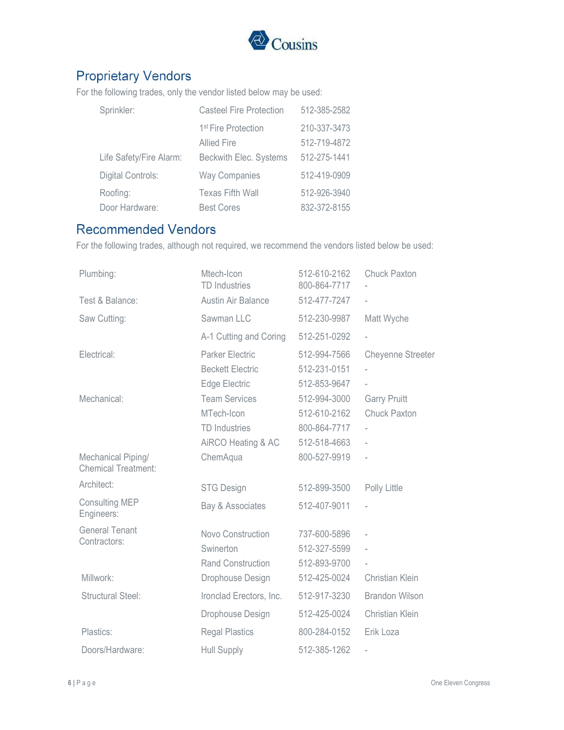## Proprietary Vendors

For the following trades, only the vendor listed below may be used:

| Trade | Vendor | Phone |
|---|---|---|
| Sprinkler: | Casteel Fire Protection | 512-385-2582 |
| | 1st Fire Protection | 210-337-3473 |
| | Allied Fire | 512-719-4872 |
| Life Safety/Fire Alarm: | Beckwith Elec. Systems | 512-275-1441 |
| Digital Controls: | Way Companies | 512-419-0909 |
| Roofing: | Texas Fifth Wall | 512-926-3940 |
| Door Hardware: | Best Cores | 832-372-8155 |

## Recommended Vendors

For the following trades, although not required, we recommend the vendors listed below be used:

| Trade | Vendor | Phone | Contact |
|---|---|---|---|
| Plumbing: | Mtech-Icon | 512-610-2162 | Chuck Paxton |
| | TD Industries | 800-864-7717 | - |
| Test & Balance: | Austin Air Balance | 512-477-7247 | - |
| Saw Cutting: | Sawman LLC | 512-230-9987 | Matt Wyche |
| | A-1 Cutting and Coring | 512-251-0292 | - |
| Electrical: | Parker Electric | 512-994-7566 | Cheyenne Streeter |
| | Beckett Electric | 512-231-0151 | - |
| | Edge Electric | 512-853-9647 | - |
| Mechanical: | Team Services | 512-994-3000 | Garry Pruitt |
| | MTech-Icon | 512-610-2162 | Chuck Paxton |
| | TD Industries | 800-864-7717 | - |
| | AiRCO Heating & AC | 512-518-4663 | - |
| Mechanical Piping/ Chemical Treatment: | ChemAqua | 800-527-9919 | - |
| Architect: | STG Design | 512-899-3500 | Polly Little |
| Consulting MEP Engineers: | Bay & Associates | 512-407-9011 | - |
| General Tenant Contractors: | Novo Construction | 737-600-5896 | - |
| | Swinerton | 512-327-5599 | - |
| | Rand Construction | 512-893-9700 | - |
| Millwork: | Drophouse Design | 512-425-0024 | Christian Klein |
| Structural Steel: | Ironclad Erectors, Inc. | 512-917-3230 | Brandon Wilson |
| | Drophouse Design | 512-425-0024 | Christian Klein |
| Plastics: | Regal Plastics | 800-284-0152 | Erik Loza |
| Doors/Hardware: | Hull Supply | 512-385-1262 | - |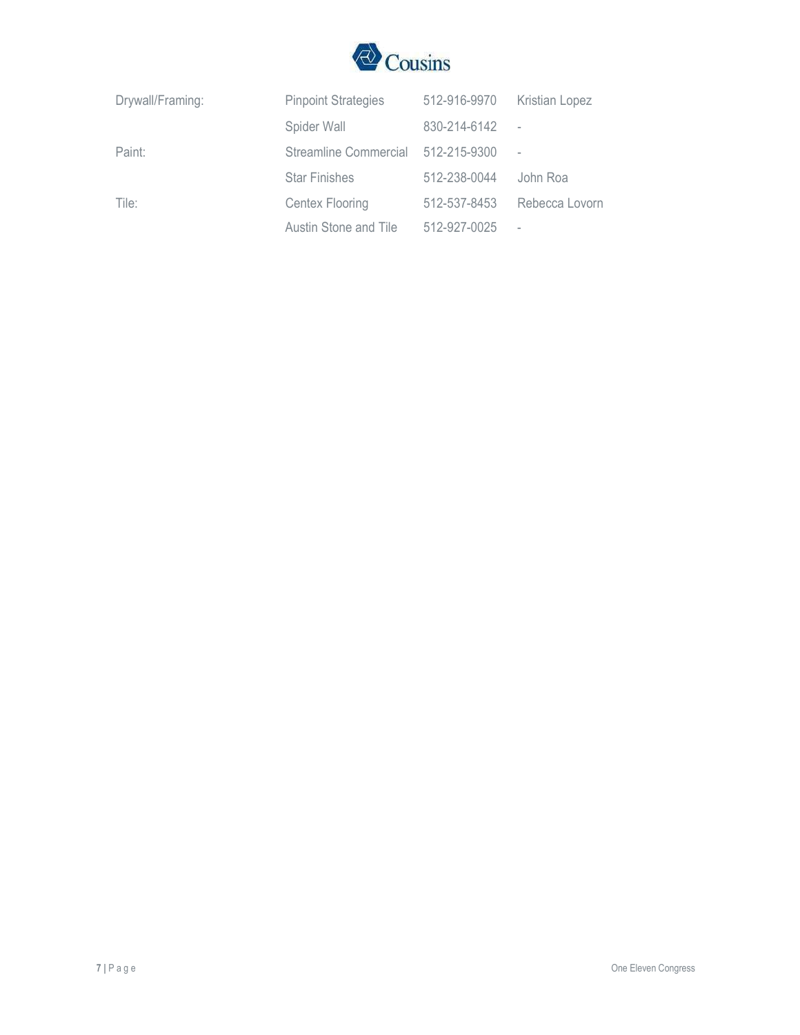| | | | |
|---|---|---|---|
| Drywall/Framing: | Pinpoint Strategies | 512-916-9970 | Kristian Lopez |
| | Spider Wall | 830-214-6142 | - |
| Paint: | Streamline Commercial | 512-215-9300 | - |
| | Star Finishes | 512-238-0044 | John Roa |
| Tile: | Centex Flooring | 512-537-8453 | Rebecca Lovorn |
| | Austin Stone and Tile | 512-927-0025 | - |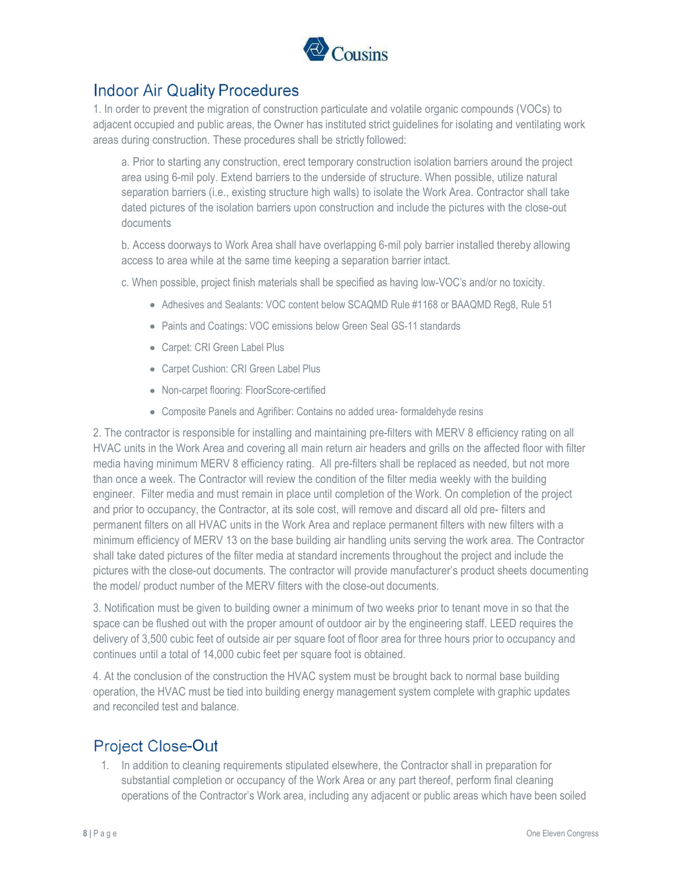## Indoor Air Quality Procedures

1. In order to prevent the migration of construction particulate and volatile organic compounds (VOCs) to adjacent occupied and public areas, the Owner has instituted strict guidelines for isolating and ventilating work areas during construction. These procedures shall be strictly followed:

   a. Prior to starting any construction, erect temporary construction isolation barriers around the project area using 6-mil poly. Extend barriers to the underside of structure. When possible, utilize natural separation barriers (i.e., existing structure high walls) to isolate the Work Area. Contractor shall take dated pictures of the isolation barriers upon construction and include the pictures with the close-out documents

   b. Access doorways to Work Area shall have overlapping 6-mil poly barrier installed thereby allowing access to area while at the same time keeping a separation barrier intact.

   c. When possible, project finish materials shall be specified as having low-VOC's and/or no toxicity.

   - Adhesives and Sealants: VOC content below SCAQMD Rule #1168 or BAAQMD Reg8, Rule 51
   - Paints and Coatings: VOC emissions below Green Seal GS-11 standards
   - Carpet: CRI Green Label Plus
   - Carpet Cushion: CRI Green Label Plus
   - Non-carpet flooring: FloorScore-certified
   - Composite Panels and Agrifiber: Contains no added urea- formaldehyde resins

2. The contractor is responsible for installing and maintaining pre-filters with MERV 8 efficiency rating on all HVAC units in the Work Area and covering all main return air headers and grills on the affected floor with filter media having minimum MERV 8 efficiency rating. All pre-filters shall be replaced as needed, but not more than once a week. The Contractor will review the condition of the filter media weekly with the building engineer. Filter media and must remain in place until completion of the Work. On completion of the project and prior to occupancy, the Contractor, at its sole cost, will remove and discard all old pre- filters and permanent filters on all HVAC units in the Work Area and replace permanent filters with new filters with a minimum efficiency of MERV 13 on the base building air handling units serving the work area. The Contractor shall take dated pictures of the filter media at standard increments throughout the project and include the pictures with the close-out documents. The contractor will provide manufacturer's product sheets documenting the model/ product number of the MERV filters with the close-out documents.

3. Notification must be given to building owner a minimum of two weeks prior to tenant move in so that the space can be flushed out with the proper amount of outdoor air by the engineering staff. LEED requires the delivery of 3,500 cubic feet of outside air per square foot of floor area for three hours prior to occupancy and continues until a total of 14,000 cubic feet per square foot is obtained.

4. At the conclusion of the construction the HVAC system must be brought back to normal base building operation, the HVAC must be tied into building energy management system complete with graphic updates and reconciled test and balance.

## Project Close-Out

1. In addition to cleaning requirements stipulated elsewhere, the Contractor shall in preparation for substantial completion or occupancy of the Work Area or any part thereof, perform final cleaning operations of the Contractor's Work area, including any adjacent or public areas which have been soiled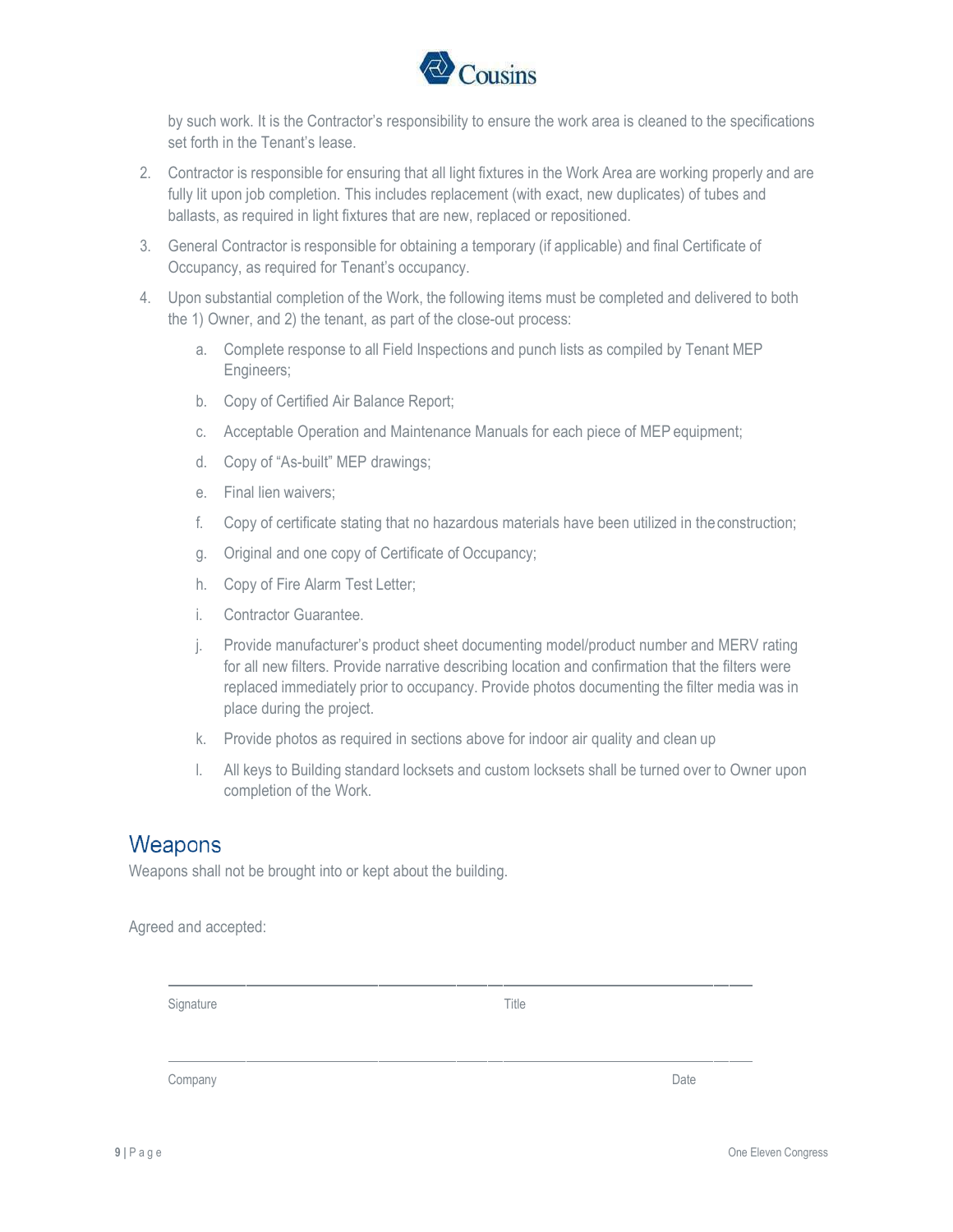by such work. It is the Contractor's responsibility to ensure the work area is cleaned to the specifications set forth in the Tenant's lease.

2. Contractor is responsible for ensuring that all light fixtures in the Work Area are working properly and are fully lit upon job completion. This includes replacement (with exact, new duplicates) of tubes and ballasts, as required in light fixtures that are new, replaced or repositioned.
3. General Contractor is responsible for obtaining a temporary (if applicable) and final Certificate of Occupancy, as required for Tenant's occupancy.
4. Upon substantial completion of the Work, the following items must be completed and delivered to both the 1) Owner, and 2) the tenant, as part of the close-out process:
   a. Complete response to all Field Inspections and punch lists as compiled by Tenant MEP Engineers;
   b. Copy of Certified Air Balance Report;
   c. Acceptable Operation and Maintenance Manuals for each piece of MEP equipment;
   d. Copy of "As-built" MEP drawings;
   e. Final lien waivers;
   f. Copy of certificate stating that no hazardous materials have been utilized in the construction;
   g. Original and one copy of Certificate of Occupancy;
   h. Copy of Fire Alarm Test Letter;
   i. Contractor Guarantee.
   j. Provide manufacturer's product sheet documenting model/product number and MERV rating for all new filters. Provide narrative describing location and confirmation that the filters were replaced immediately prior to occupancy. Provide photos documenting the filter media was in place during the project.
   k. Provide photos as required in sections above for indoor air quality and clean up
   l. All keys to Building standard locksets and custom locksets shall be turned over to Owner upon completion of the Work.

## Weapons

Weapons shall not be brought into or kept about the building.

Agreed and accepted:

______________________________________________

Signature Title

______________________________________________

Company Date